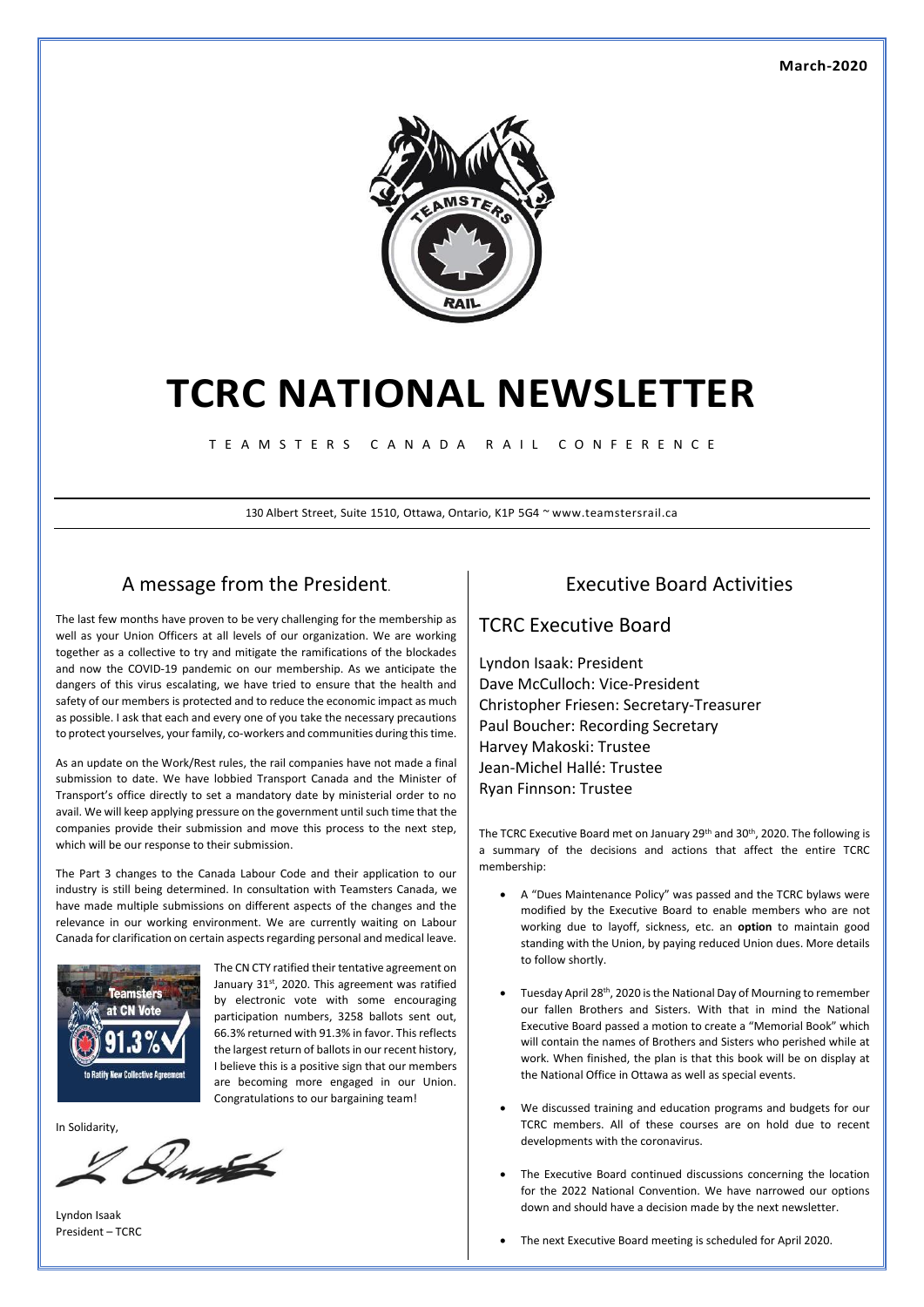**March-2020**

# TCRC NATIONAL NEWSLETTER

TEAMSTERS CANADA RAIL CONFERENCE

130 Albert Street, Suite 1510, Ottawa, Ontario, K1P 5G4 ~ www.teamstersrail.ca

## A message from the President.

The last few months have proven to be very challenging for the membership as well as your Union Officers at all levels of our organization. We are working together as a collective to try and mitigate the ramifications of the blockades and now the COVID-19 pandemic on our membership. As we anticipate the dangers of this virus escalating, we have tried to ensure that the health and safety of our members is protected and to reduce the economic impact as much as possible. I ask that each and every one of you take the necessary precautions to protect yourselves, your family, co-workers and communities during this time.

As an update on the Work/Rest rules, the rail companies have not made a final submission to date. We have lobbied Transport Canada and the Minister of Transport's office directly to set a mandatory date by ministerial order to no avail. We will keep applying pressure on the government until such time that the companies provide their submission and move this process to the next step, which will be our response to their submission.

The Part 3 changes to the Canada Labour Code and their application to our industry is still being determined. In consultation with Teamsters Canada, we have made multiple submissions on different aspects of the changes and the relevance in our working environment. We are currently waiting on Labour Canada for clarification on certain aspects regarding personal and medical leave.

The CN CTY ratified their tentative agreement on January 31st, 2020. This agreement was ratified by electronic vote with some encouraging participation numbers, 3258 ballots sent out, 66.3% returned with 91.3% in favor. This reflects the largest return of ballots in our recent history, I believe this is a positive sign that our members are becoming more engaged in our Union. Congratulations to our bargaining team!

In Solidarity,

Lyndon Isaak
President – TCRC

## Executive Board Activities

### TCRC Executive Board

Lyndon Isaak: President
Dave McCulloch: Vice-President
Christopher Friesen: Secretary-Treasurer
Paul Boucher: Recording Secretary
Harvey Makoski: Trustee
Jean-Michel Hallé: Trustee
Ryan Finnson: Trustee

The TCRC Executive Board met on January 29th and 30th, 2020. The following is a summary of the decisions and actions that affect the entire TCRC membership:

- A "Dues Maintenance Policy" was passed and the TCRC bylaws were modified by the Executive Board to enable members who are not working due to layoff, sickness, etc. an **option** to maintain good standing with the Union, by paying reduced Union dues. More details to follow shortly.
- Tuesday April 28th, 2020 is the National Day of Mourning to remember our fallen Brothers and Sisters. With that in mind the National Executive Board passed a motion to create a "Memorial Book" which will contain the names of Brothers and Sisters who perished while at work. When finished, the plan is that this book will be on display at the National Office in Ottawa as well as special events.
- We discussed training and education programs and budgets for our TCRC members. All of these courses are on hold due to recent developments with the coronavirus.
- The Executive Board continued discussions concerning the location for the 2022 National Convention. We have narrowed our options down and should have a decision made by the next newsletter.
- The next Executive Board meeting is scheduled for April 2020.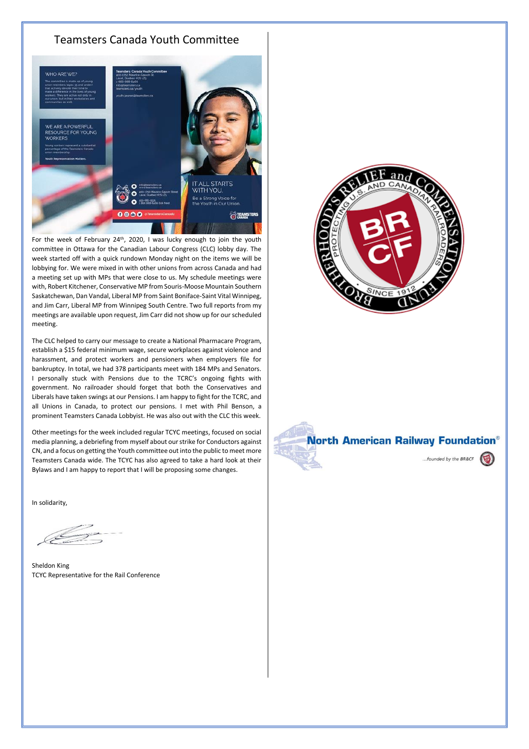# Teamsters Canada Youth Committee

For the week of February 24th, 2020, I was lucky enough to join the youth committee in Ottawa for the Canadian Labour Congress (CLC) lobby day. The week started off with a quick rundown Monday night on the items we will be lobbying for. We were mixed in with other unions from across Canada and had a meeting set up with MPs that were close to us. My schedule meetings were with, Robert Kitchener, Conservative MP from Souris-Moose Mountain Southern Saskatchewan, Dan Vandal, Liberal MP from Saint Boniface-Saint Vital Winnipeg, and Jim Carr, Liberal MP from Winnipeg South Centre. Two full reports from my meetings are available upon request, Jim Carr did not show up for our scheduled meeting.

The CLC helped to carry our message to create a National Pharmacare Program, establish a $15 federal minimum wage, secure workplaces against violence and harassment, and protect workers and pensioners when employers file for bankruptcy. In total, we had 378 participants meet with 184 MPs and Senators. I personally stuck with Pensions due to the TCRC's ongoing fights with government. No railroader should forget that both the Conservatives and Liberals have taken swings at our Pensions. I am happy to fight for the TCRC, and all Unions in Canada, to protect our pensions. I met with Phil Benson, a prominent Teamsters Canada Lobbyist. He was also out with the CLC this week.

Other meetings for the week included regular TCYC meetings, focused on social media planning, a debriefing from myself about our strike for Conductors against CN, and a focus on getting the Youth committee out into the public to meet more Teamsters Canada wide. The TCYC has also agreed to take a hard look at their Bylaws and I am happy to report that I will be proposing some changes.

In solidarity,

Sheldon King
TCYC Representative for the Rail Conference

North American Railway Foundation®

...founded by the BR&CF